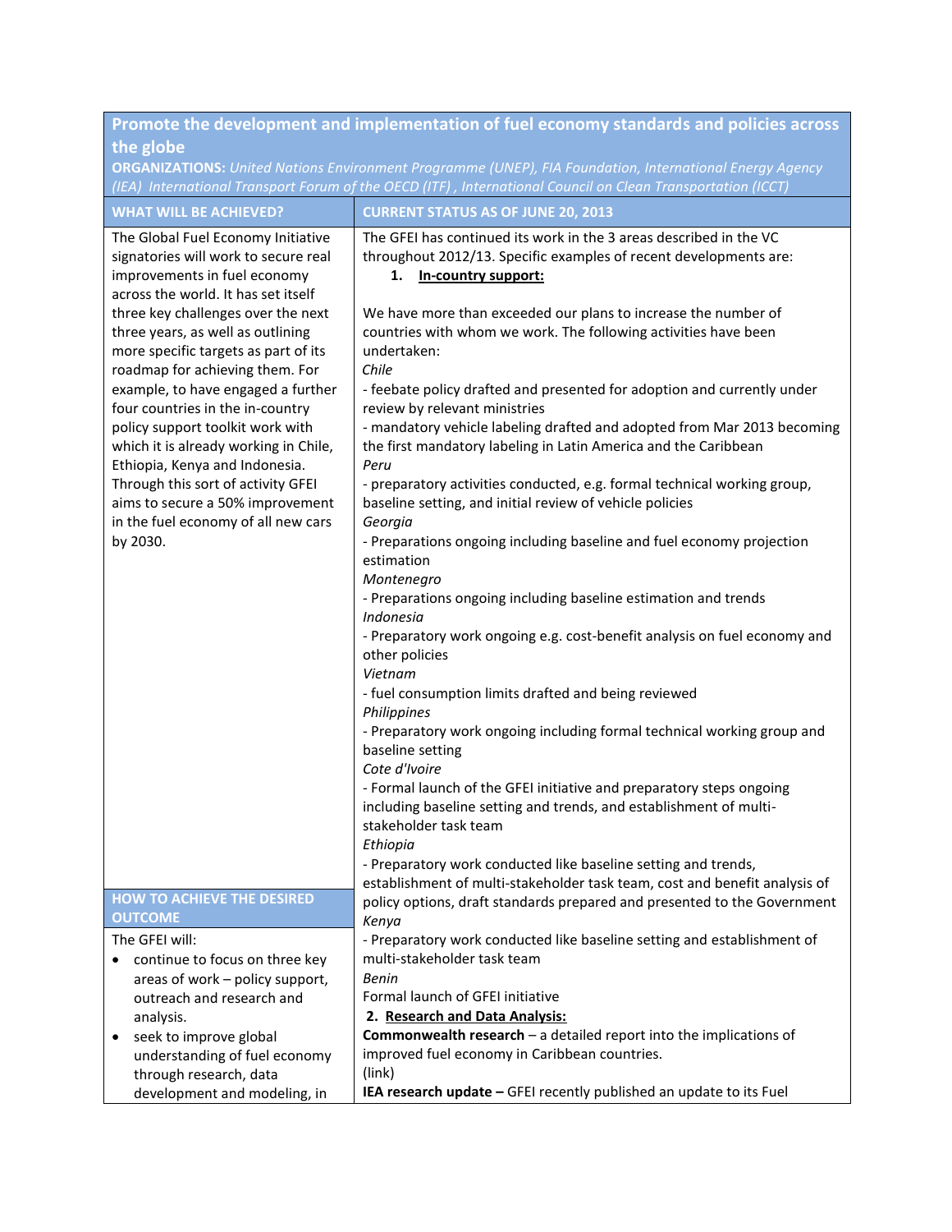**Promote the development and implementation of fuel economy standards and policies across the globe**

**ORGANIZATIONS:** *United Nations Environment Programme (UNEP), FIA Foundation, International Energy Agency (IEA) International Transport Forum of the OECD (ITF) , International Council on Clean Transportation (ICCT)*

| WHAT WILL BE ACHIEVED? | CURRENT STATUS AS OF JUNE 20, 2013 |
|---|---|
| The Global Fuel Economy Initiative signatories will work to secure real improvements in fuel economy across the world. It has set itself three key challenges over the next three years, as well as outlining more specific targets as part of its roadmap for achieving them. For example, to have engaged a further four countries in the in-country policy support toolkit work with which it is already working in Chile, Ethiopia, Kenya and Indonesia. Through this sort of activity GFEI aims to secure a 50% improvement in the fuel economy of all new cars by 2030.<br><br>**HOW TO ACHIEVE THE DESIRED OUTCOME**<br><br>The GFEI will:<br>• continue to focus on three key areas of work – policy support, outreach and research and analysis.<br>• seek to improve global understanding of fuel economy through research, data development and modeling, in | The GFEI has continued its work in the 3 areas described in the VC throughout 2012/13. Specific examples of recent developments are:<br>1. **<u>In-country support:</u>**<br><br>We have more than exceeded our plans to increase the number of countries with whom we work. The following activities have been undertaken:<br>*Chile*<br>- feebate policy drafted and presented for adoption and currently under review by relevant ministries<br>- mandatory vehicle labeling drafted and adopted from Mar 2013 becoming the first mandatory labeling in Latin America and the Caribbean<br>*Peru*<br>- preparatory activities conducted, e.g. formal technical working group, baseline setting, and initial review of vehicle policies<br>*Georgia*<br>- Preparations ongoing including baseline and fuel economy projection estimation<br>*Montenegro*<br>- Preparations ongoing including baseline estimation and trends<br>*Indonesia*<br>- Preparatory work ongoing e.g. cost-benefit analysis on fuel economy and other policies<br>*Vietnam*<br>- fuel consumption limits drafted and being reviewed<br>*Philippines*<br>- Preparatory work ongoing including formal technical working group and baseline setting<br>*Cote d'Ivoire*<br>- Formal launch of the GFEI initiative and preparatory steps ongoing including baseline setting and trends, and establishment of multi-stakeholder task team<br>*Ethiopia*<br>- Preparatory work conducted like baseline setting and trends, establishment of multi-stakeholder task team, cost and benefit analysis of policy options, draft standards prepared and presented to the Government<br>*Kenya*<br>- Preparatory work conducted like baseline setting and establishment of multi-stakeholder task team<br>*Benin*<br>Formal launch of GFEI initiative<br>2. **<u>Research and Data Analysis:</u>**<br>**Commonwealth research** – a detailed report into the implications of improved fuel economy in Caribbean countries.<br>(link)<br>**IEA research update –** GFEI recently published an update to its Fuel |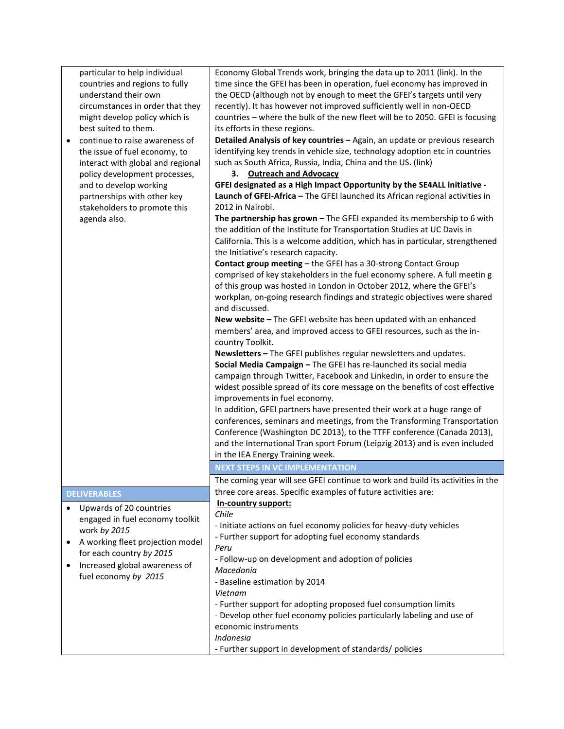| | |
|---|---|
| particular to help individual countries and regions to fully understand their own circumstances in order that they might develop policy which is best suited to them.<br>• continue to raise awareness of the issue of fuel economy, to interact with global and regional policy development processes, and to develop working partnerships with other key stakeholders to promote this agenda also. | Economy Global Trends work, bringing the data up to 2011 (link). In the time since the GFEI has been in operation, fuel economy has improved in the OECD (although not by enough to meet the GFEI's targets until very recently). It has however not improved sufficiently well in non-OECD countries – where the bulk of the new fleet will be to 2050. GFEI is focusing its efforts in these regions.<br>**Detailed Analysis of key countries –** Again, an update or previous research identifying key trends in vehicle size, technology adoption etc in countries such as South Africa, Russia, India, China and the US. (link)<br>**3. <u>Outreach and Advocacy</u>**<br>**GFEI designated as a High Impact Opportunity by the SE4ALL initiative -**<br>**Launch of GFEI-Africa –** The GFEI launched its African regional activities in 2012 in Nairobi.<br>**The partnership has grown –** The GFEI expanded its membership to 6 with the addition of the Institute for Transportation Studies at UC Davis in California. This is a welcome addition, which has in particular, strengthened the Initiative's research capacity.<br>**Contact group meeting** – the GFEI has a 30-strong Contact Group comprised of key stakeholders in the fuel economy sphere. A full meetin g of this group was hosted in London in October 2012, where the GFEI's workplan, on-going research findings and strategic objectives were shared and discussed.<br>**New website –** The GFEI website has been updated with an enhanced members' area, and improved access to GFEI resources, such as the in-country Toolkit.<br>**Newsletters –** The GFEI publishes regular newsletters and updates.<br>**Social Media Campaign –** The GFEI has re-launched its social media campaign through Twitter, Facebook and Linkedin, in order to ensure the widest possible spread of its core message on the benefits of cost effective improvements in fuel economy.<br>In addition, GFEI partners have presented their work at a huge range of conferences, seminars and meetings, from the Transforming Transportation Conference (Washington DC 2013), to the TTFF conference (Canada 2013), and the International Tran sport Forum (Leipzig 2013) and is even included in the IEA Energy Training week. |
| | **NEXT STEPS IN VC IMPLEMENTATION** |
| **DELIVERABLES** | The coming year will see GFEI continue to work and build its activities in the three core areas. Specific examples of future activities are: |
| • Upwards of 20 countries engaged in fuel economy toolkit work *by 2015*<br>• A working fleet projection model for each country *by 2015*<br>• Increased global awareness of fuel economy *by 2015* | **<u>In-country support:</u>**<br>*Chile*<br>- Initiate actions on fuel economy policies for heavy-duty vehicles<br>- Further support for adopting fuel economy standards<br>*Peru*<br>- Follow-up on development and adoption of policies<br>*Macedonia*<br>- Baseline estimation by 2014<br>*Vietnam*<br>- Further support for adopting proposed fuel consumption limits<br>- Develop other fuel economy policies particularly labeling and use of economic instruments<br>*Indonesia*<br>- Further support in development of standards/ policies |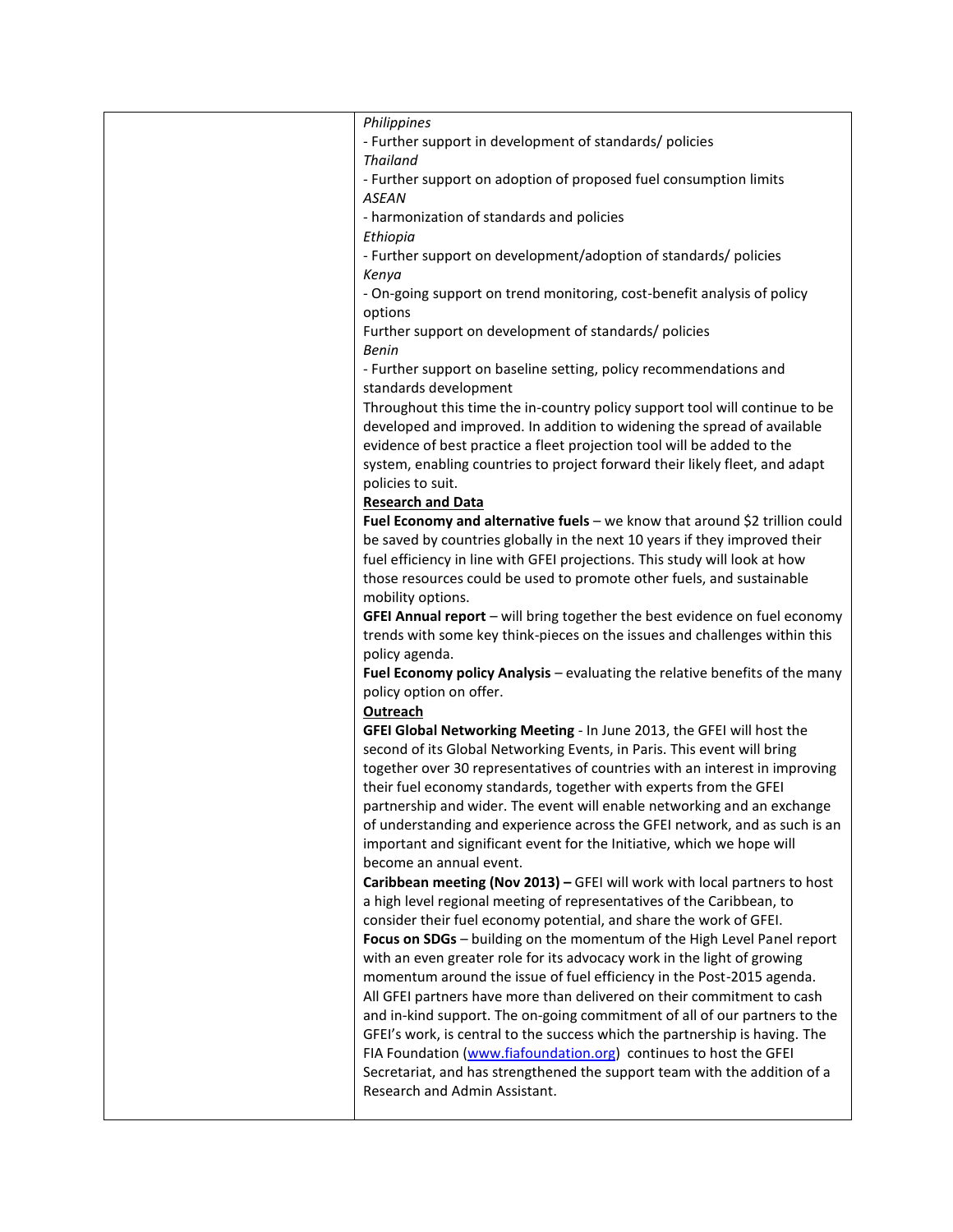| | |
|---|---|
| | *Philippines*<br>- Further support in development of standards/ policies<br>*Thailand*<br>- Further support on adoption of proposed fuel consumption limits<br>*ASEAN*<br>- harmonization of standards and policies<br>*Ethiopia*<br>- Further support on development/adoption of standards/ policies<br>*Kenya*<br>- On-going support on trend monitoring, cost-benefit analysis of policy options<br>Further support on development of standards/ policies<br>*Benin*<br>- Further support on baseline setting, policy recommendations and standards development<br>Throughout this time the in-country policy support tool will continue to be developed and improved. In addition to widening the spread of available evidence of best practice a fleet projection tool will be added to the system, enabling countries to project forward their likely fleet, and adapt policies to suit.<br>**<u>Research and Data</u>**<br>**Fuel Economy and alternative fuels** – we know that around $2 trillion could be saved by countries globally in the next 10 years if they improved their fuel efficiency in line with GFEI projections. This study will look at how those resources could be used to promote other fuels, and sustainable mobility options.<br>**GFEI Annual report** – will bring together the best evidence on fuel economy trends with some key think-pieces on the issues and challenges within this policy agenda.<br>**Fuel Economy policy Analysis** – evaluating the relative benefits of the many policy option on offer.<br>**<u>Outreach</u>**<br>**GFEI Global Networking Meeting** - In June 2013, the GFEI will host the second of its Global Networking Events, in Paris. This event will bring together over 30 representatives of countries with an interest in improving their fuel economy standards, together with experts from the GFEI partnership and wider. The event will enable networking and an exchange of understanding and experience across the GFEI network, and as such is an important and significant event for the Initiative, which we hope will become an annual event.<br>**Caribbean meeting (Nov 2013) –** GFEI will work with local partners to host a high level regional meeting of representatives of the Caribbean, to consider their fuel economy potential, and share the work of GFEI.<br>**Focus on SDGs** – building on the momentum of the High Level Panel report with an even greater role for its advocacy work in the light of growing momentum around the issue of fuel efficiency in the Post-2015 agenda.<br>All GFEI partners have more than delivered on their commitment to cash and in-kind support. The on-going commitment of all of our partners to the GFEI's work, is central to the success which the partnership is having. The FIA Foundation ([www.fiafoundation.org](http://www.fiafoundation.org)) continues to host the GFEI Secretariat, and has strengthened the support team with the addition of a Research and Admin Assistant. |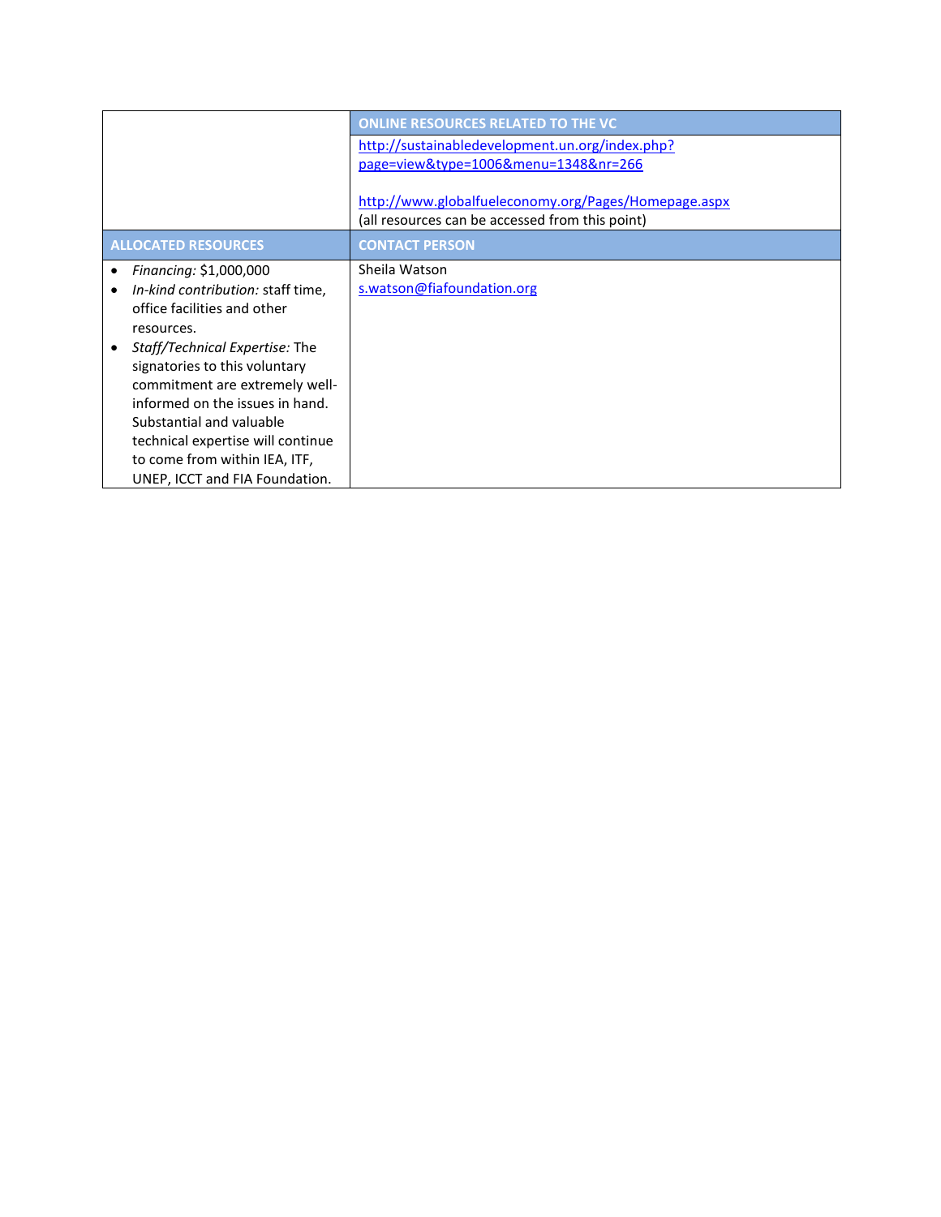| | ONLINE RESOURCES RELATED TO THE VC |
|---|---|
| | http://sustainabledevelopment.un.org/index.php?page=view&type=1006&menu=1348&nr=266<br><br>http://www.globalfueleconomy.org/Pages/Homepage.aspx<br>(all resources can be accessed from this point) |
| **ALLOCATED RESOURCES** | **CONTACT PERSON** |
| • *Financing:* $1,000,000<br>• *In-kind contribution:* staff time, office facilities and other resources.<br>• *Staff/Technical Expertise:* The signatories to this voluntary commitment are extremely well-informed on the issues in hand. Substantial and valuable technical expertise will continue to come from within IEA, ITF, UNEP, ICCT and FIA Foundation. | Sheila Watson<br>s.watson@fiafoundation.org |